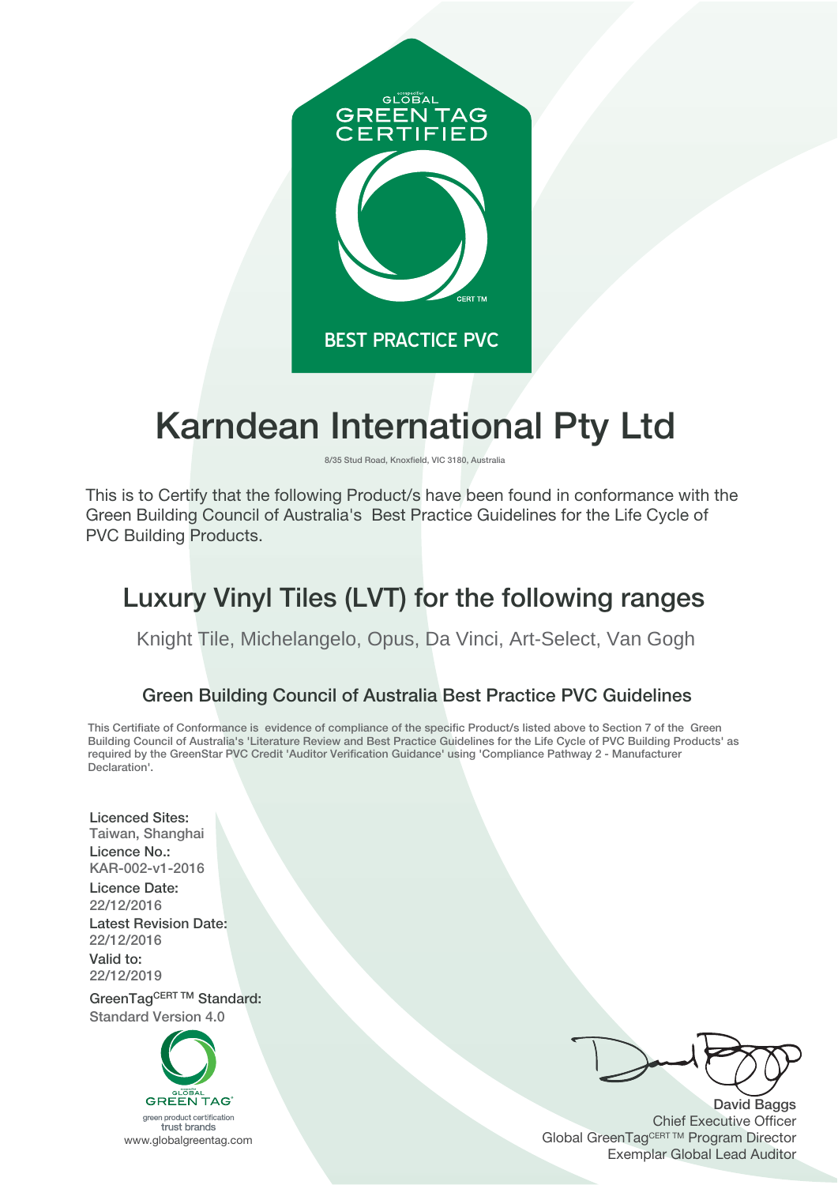GLOBAL
GREEN TAG
CERTIFIED

CERT TM

BEST PRACTICE PVC

# Karndean International Pty Ltd

8/35 Stud Road, Knoxfield, VIC 3180, Australia

This is to Certify that the following Product/s have been found in conformance with the Green Building Council of Australia's Best Practice Guidelines for the Life Cycle of PVC Building Products.

## Luxury Vinyl Tiles (LVT) for the following ranges

Knight Tile, Michelangelo, Opus, Da Vinci, Art-Select, Van Gogh

### Green Building Council of Australia Best Practice PVC Guidelines

This Certifiate of Conformance is evidence of compliance of the specific Product/s listed above to Section 7 of the Green Building Council of Australia's 'Literature Review and Best Practice Guidelines for the Life Cycle of PVC Building Products' as required by the GreenStar PVC Credit 'Auditor Verification Guidance' using 'Compliance Pathway 2 - Manufacturer Declaration'.

**Licenced Sites:**
Taiwan, Shanghai

**Licence No.:**
KAR-002-v1-2016

**Licence Date:**
22/12/2016

**Latest Revision Date:**
22/12/2016

**Valid to:**
22/12/2019

**GreenTag$^{CERT\ TM}$ Standard:**
Standard Version 4.0

GLOBAL
GREEN TAG
green product certification
trust brands
www.globalgreentag.com

**David Baggs**
Chief Executive Officer
Global GreenTag$^{CERT\ TM}$ Program Director
Exemplar Global Lead Auditor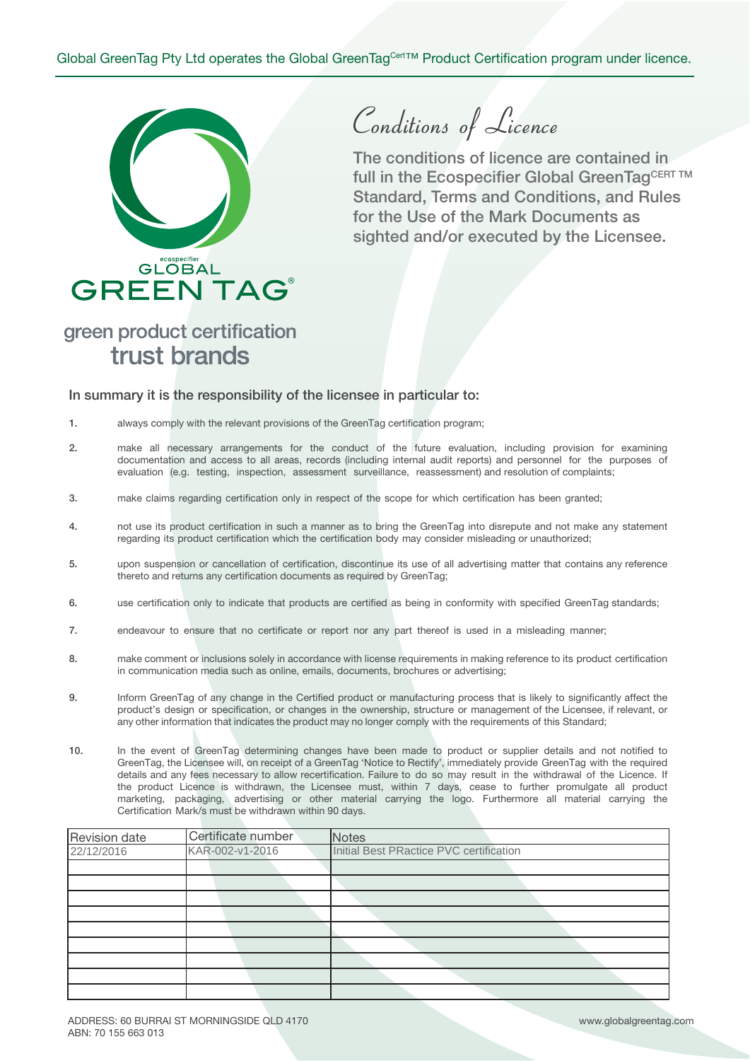Global GreenTag Pty Ltd operates the Global GreenTag[Cert]™ Product Certification program under licence.

GLOBAL GREEN TAG®

green product certification
trust brands

# Conditions of Licence

**The conditions of licence are contained in full in the Ecospecifier Global GreenTag[CERT TM] Standard, Terms and Conditions, and Rules for the Use of the Mark Documents as sighted and/or executed by the Licensee.**

### In summary it is the responsibility of the licensee in particular to:

1. always comply with the relevant provisions of the GreenTag certification program;
2. make all necessary arrangements for the conduct of the future evaluation, including provision for examining documentation and access to all areas, records (including internal audit reports) and personnel for the purposes of evaluation (e.g. testing, inspection, assessment surveillance, reassessment) and resolution of complaints;
3. make claims regarding certification only in respect of the scope for which certification has been granted;
4. not use its product certification in such a manner as to bring the GreenTag into disrepute and not make any statement regarding its product certification which the certification body may consider misleading or unauthorized;
5. upon suspension or cancellation of certification, discontinue its use of all advertising matter that contains any reference thereto and returns any certification documents as required by GreenTag;
6. use certification only to indicate that products are certified as being in conformity with specified GreenTag standards;
7. endeavour to ensure that no certificate or report nor any part thereof is used in a misleading manner;
8. make comment or inclusions solely in accordance with license requirements in making reference to its product certification in communication media such as online, emails, documents, brochures or advertising;
9. Inform GreenTag of any change in the Certified product or manufacturing process that is likely to significantly affect the product's design or specification, or changes in the ownership, structure or management of the Licensee, if relevant, or any other information that indicates the product may no longer comply with the requirements of this Standard;
10. In the event of GreenTag determining changes have been made to product or supplier details and not notified to GreenTag, the Licensee will, on receipt of a GreenTag 'Notice to Rectify', immediately provide GreenTag with the required details and any fees necessary to allow recertification. Failure to do so may result in the withdrawal of the Licence. If the product Licence is withdrawn, the Licensee must, within 7 days, cease to further promulgate all product marketing, packaging, advertising or other material carrying the logo. Furthermore all material carrying the Certification Mark/s must be withdrawn within 90 days.

| Revision date | Certificate number | Notes |
|---|---|---|
| 22/12/2016 | KAR-002-v1-2016 | Initial Best PRactice PVC certification |
| | | |
| | | |
| | | |
| | | |
| | | |
| | | |
| | | |
| | | |
| | | |

ADDRESS: 60 BURRAI ST MORNINGSIDE QLD 4170
ABN: 70 155 663 013

www.globalgreentag.com